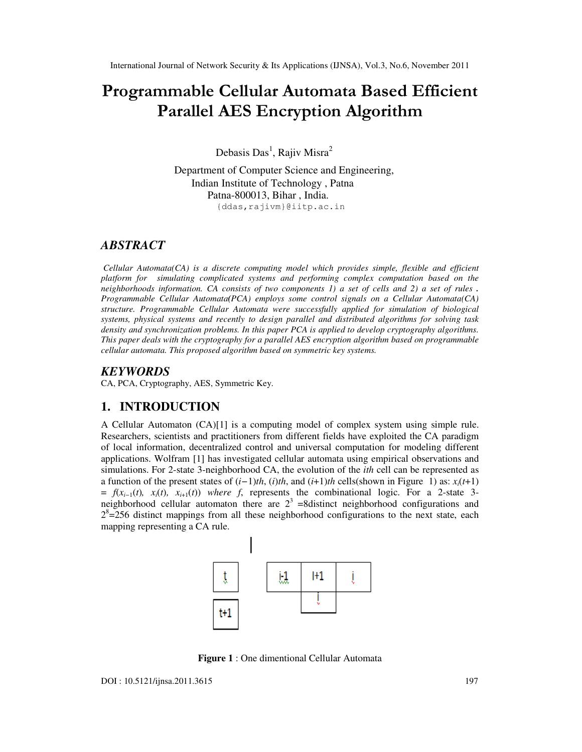# Programmable Cellular Automata Based Efficient Parallel AES Encryption Algorithm

Debasis Das[1], Rajiv Misra[2]

Department of Computer Science and Engineering,
Indian Institute of Technology , Patna
Patna-800013, Bihar , India.
{ddas,rajivm}@iitp.ac.in

## ABSTRACT

*Cellular Automata(CA) is a discrete computing model which provides simple, flexible and efficient platform for simulating complicated systems and performing complex computation based on the neighborhoods information. CA consists of two components 1) a set of cells and 2) a set of rules . Programmable Cellular Automata(PCA) employs some control signals on a Cellular Automata(CA) structure. Programmable Cellular Automata were successfully applied for simulation of biological systems, physical systems and recently to design parallel and distributed algorithms for solving task density and synchronization problems. In this paper PCA is applied to develop cryptography algorithms. This paper deals with the cryptography for a parallel AES encryption algorithm based on programmable cellular automata. This proposed algorithm based on symmetric key systems.*

## KEYWORDS

CA, PCA, Cryptography, AES, Symmetric Key.

## 1. INTRODUCTION

A Cellular Automaton (CA)[1] is a computing model of complex system using simple rule. Researchers, scientists and practitioners from different fields have exploited the CA paradigm of local information, decentralized control and universal computation for modeling different applications. Wolfram [1] has investigated cellular automata using empirical observations and simulations. For 2-state 3-neighborhood CA, the evolution of the *ith* cell can be represented as a function of the present states of $(i-1)th$, $(i)th$, and $(i+1)th$ cells(shown in Figure 1) as: $x_i(t+1) = f(x_{i-1}(t), x_i(t), x_{i+1}(t))$ *where f*, represents the combinational logic. For a 2-state 3-neighborhood cellular automaton there are $2^3$ =8distinct neighborhood configurations and $2^8$=256 distinct mappings from all these neighborhood configurations to the next state, each mapping representing a CA rule.

| t | | i-1 | I+1 | i |
|---|---|---|---|---|
| t+1 | | | i | |

**Figure 1** : One dimentional Cellular Automata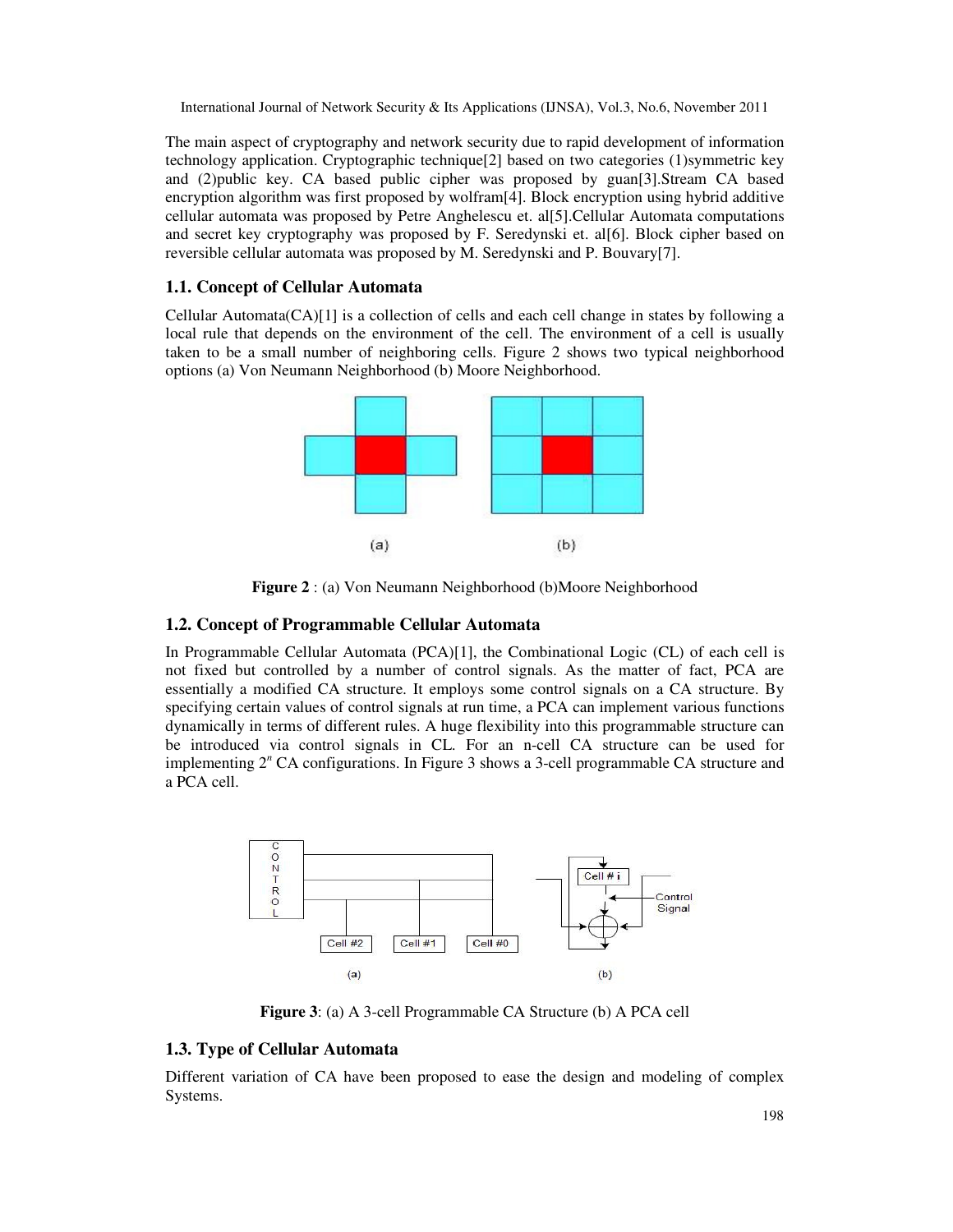The main aspect of cryptography and network security due to rapid development of information technology application. Cryptographic technique[2] based on two categories (1)symmetric key and (2)public key. CA based public cipher was proposed by guan[3].Stream CA based encryption algorithm was first proposed by wolfram[4]. Block encryption using hybrid additive cellular automata was proposed by Petre Anghelescu et. al[5].Cellular Automata computations and secret key cryptography was proposed by F. Seredynski et. al[6]. Block cipher based on reversible cellular automata was proposed by M. Seredynski and P. Bouvary[7].

### 1.1. Concept of Cellular Automata

Cellular Automata(CA)[1] is a collection of cells and each cell change in states by following a local rule that depends on the environment of the cell. The environment of a cell is usually taken to be a small number of neighboring cells. Figure 2 shows two typical neighborhood options (a) Von Neumann Neighborhood (b) Moore Neighborhood.

**Figure 2** : (a) Von Neumann Neighborhood (b)Moore Neighborhood

### 1.2. Concept of Programmable Cellular Automata

In Programmable Cellular Automata (PCA)[1], the Combinational Logic (CL) of each cell is not fixed but controlled by a number of control signals. As the matter of fact, PCA are essentially a modified CA structure. It employs some control signals on a CA structure. By specifying certain values of control signals at run time, a PCA can implement various functions dynamically in terms of different rules. A huge flexibility into this programmable structure can be introduced via control signals in CL. For an n-cell CA structure can be used for implementing $2^n$ CA configurations. In Figure 3 shows a 3-cell programmable CA structure and a PCA cell.

**Figure 3**: (a) A 3-cell Programmable CA Structure (b) A PCA cell

### 1.3. Type of Cellular Automata

Different variation of CA have been proposed to ease the design and modeling of complex Systems.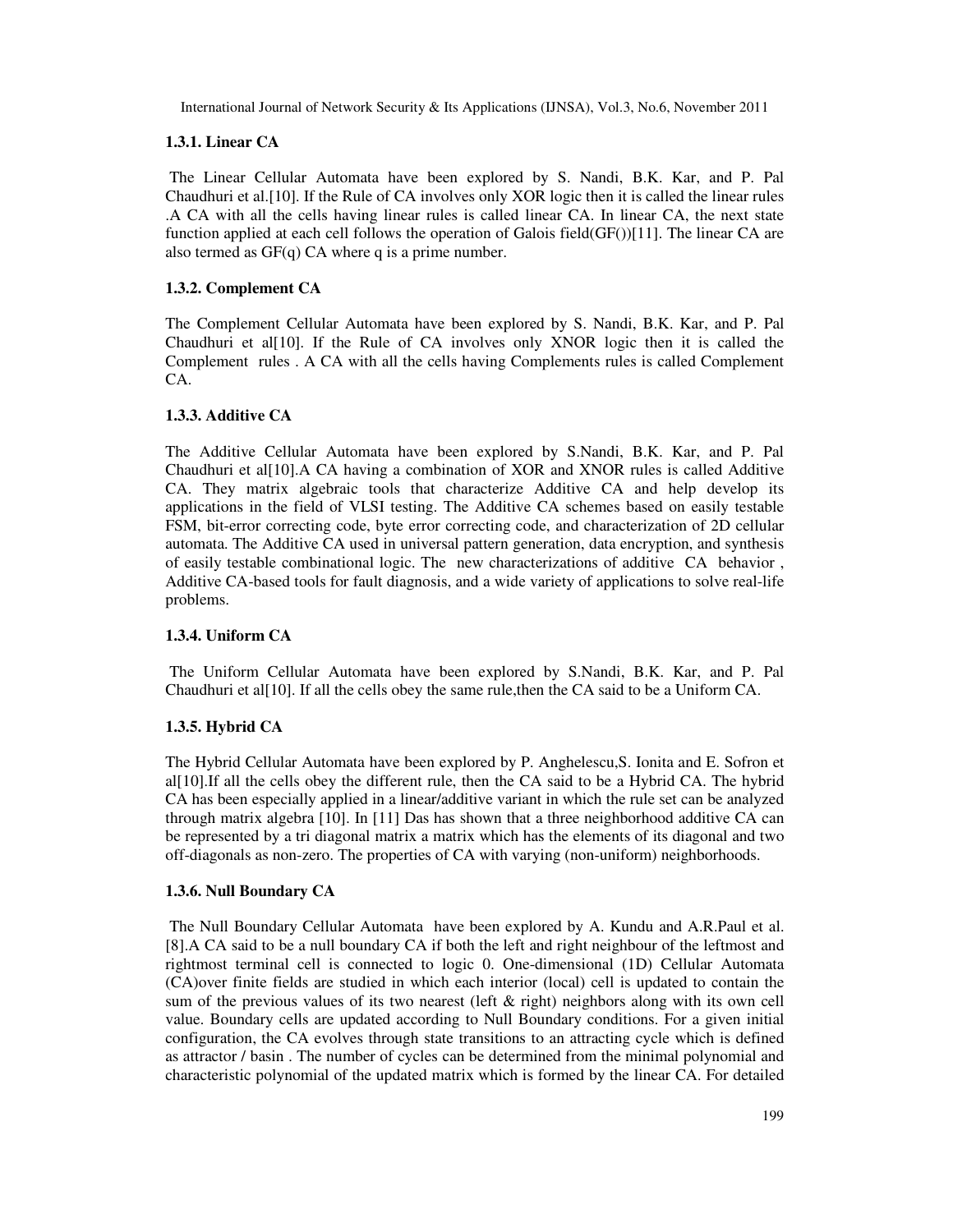### 1.3.1. Linear CA

The Linear Cellular Automata have been explored by S. Nandi, B.K. Kar, and P. Pal Chaudhuri et al.[10]. If the Rule of CA involves only XOR logic then it is called the linear rules .A CA with all the cells having linear rules is called linear CA. In linear CA, the next state function applied at each cell follows the operation of Galois field(GF())[11]. The linear CA are also termed as GF(q) CA where q is a prime number.

### 1.3.2. Complement CA

The Complement Cellular Automata have been explored by S. Nandi, B.K. Kar, and P. Pal Chaudhuri et al[10]. If the Rule of CA involves only XNOR logic then it is called the Complement rules . A CA with all the cells having Complements rules is called Complement CA.

### 1.3.3. Additive CA

The Additive Cellular Automata have been explored by S.Nandi, B.K. Kar, and P. Pal Chaudhuri et al[10].A CA having a combination of XOR and XNOR rules is called Additive CA. They matrix algebraic tools that characterize Additive CA and help develop its applications in the field of VLSI testing. The Additive CA schemes based on easily testable FSM, bit-error correcting code, byte error correcting code, and characterization of 2D cellular automata. The Additive CA used in universal pattern generation, data encryption, and synthesis of easily testable combinational logic. The new characterizations of additive CA behavior , Additive CA-based tools for fault diagnosis, and a wide variety of applications to solve real-life problems.

### 1.3.4. Uniform CA

The Uniform Cellular Automata have been explored by S.Nandi, B.K. Kar, and P. Pal Chaudhuri et al[10]. If all the cells obey the same rule,then the CA said to be a Uniform CA.

### 1.3.5. Hybrid CA

The Hybrid Cellular Automata have been explored by P. Anghelescu,S. Ionita and E. Sofron et al[10].If all the cells obey the different rule, then the CA said to be a Hybrid CA. The hybrid CA has been especially applied in a linear/additive variant in which the rule set can be analyzed through matrix algebra [10]. In [11] Das has shown that a three neighborhood additive CA can be represented by a tri diagonal matrix a matrix which has the elements of its diagonal and two off-diagonals as non-zero. The properties of CA with varying (non-uniform) neighborhoods.

### 1.3.6. Null Boundary CA

The Null Boundary Cellular Automata have been explored by A. Kundu and A.R.Paul et al. [8].A CA said to be a null boundary CA if both the left and right neighbour of the leftmost and rightmost terminal cell is connected to logic 0. One-dimensional (1D) Cellular Automata (CA)over finite fields are studied in which each interior (local) cell is updated to contain the sum of the previous values of its two nearest (left & right) neighbors along with its own cell value. Boundary cells are updated according to Null Boundary conditions. For a given initial configuration, the CA evolves through state transitions to an attracting cycle which is defined as attractor / basin . The number of cycles can be determined from the minimal polynomial and characteristic polynomial of the updated matrix which is formed by the linear CA. For detailed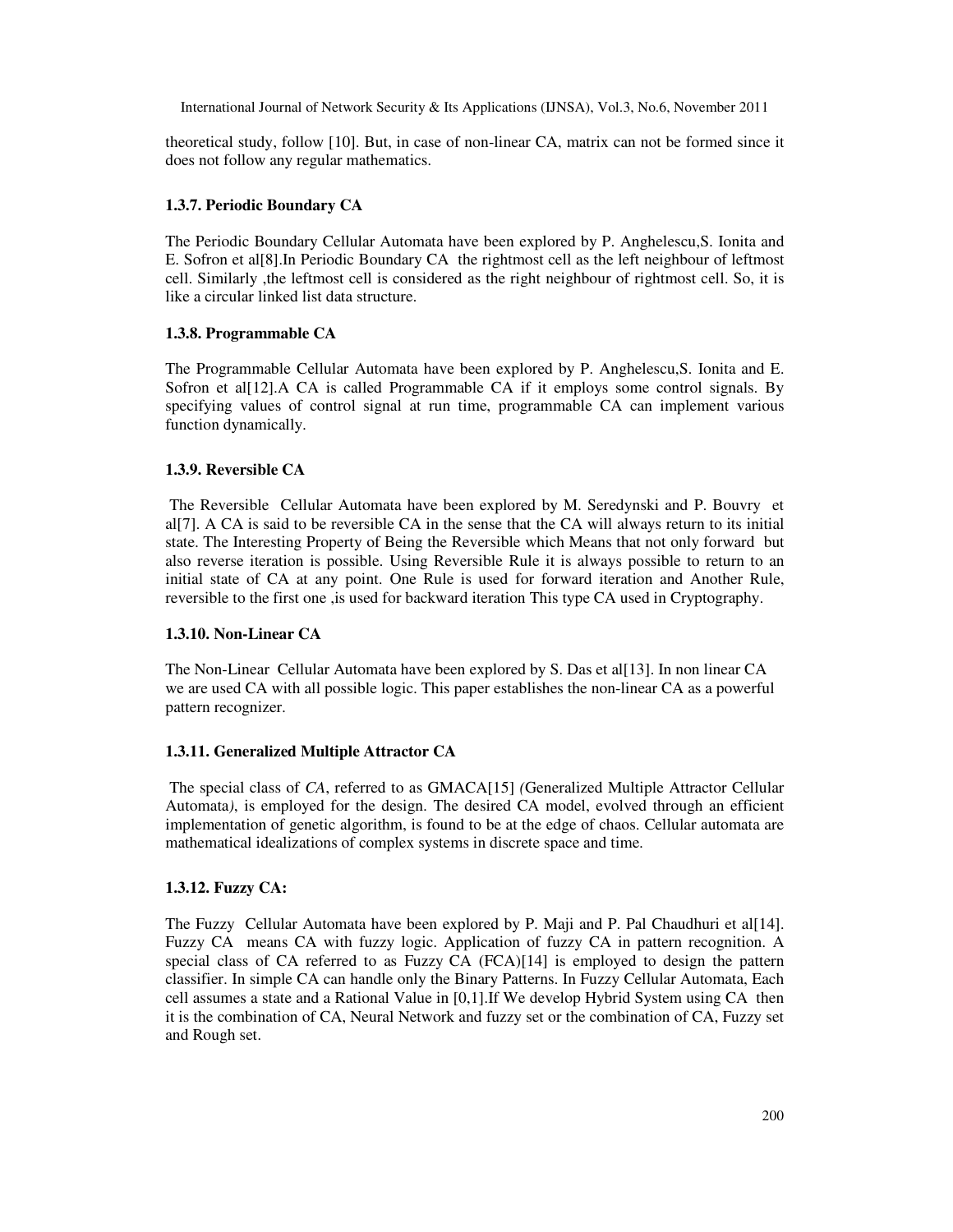theoretical study, follow [10]. But, in case of non-linear CA, matrix can not be formed since it does not follow any regular mathematics.

### 1.3.7. Periodic Boundary CA

The Periodic Boundary Cellular Automata have been explored by P. Anghelescu,S. Ionita and E. Sofron et al[8].In Periodic Boundary CA the rightmost cell as the left neighbour of leftmost cell. Similarly ,the leftmost cell is considered as the right neighbour of rightmost cell. So, it is like a circular linked list data structure.

### 1.3.8. Programmable CA

The Programmable Cellular Automata have been explored by P. Anghelescu,S. Ionita and E. Sofron et al[12].A CA is called Programmable CA if it employs some control signals. By specifying values of control signal at run time, programmable CA can implement various function dynamically.

### 1.3.9. Reversible CA

The Reversible Cellular Automata have been explored by M. Seredynski and P. Bouvry et al[7]. A CA is said to be reversible CA in the sense that the CA will always return to its initial state. The Interesting Property of Being the Reversible which Means that not only forward but also reverse iteration is possible. Using Reversible Rule it is always possible to return to an initial state of CA at any point. One Rule is used for forward iteration and Another Rule, reversible to the first one ,is used for backward iteration This type CA used in Cryptography.

### 1.3.10. Non-Linear CA

The Non-Linear Cellular Automata have been explored by S. Das et al[13]. In non linear CA we are used CA with all possible logic. This paper establishes the non-linear CA as a powerful pattern recognizer.

### 1.3.11. Generalized Multiple Attractor CA

The special class of *CA*, referred to as GMACA[15] *(*Generalized Multiple Attractor Cellular Automata*)*, is employed for the design. The desired CA model, evolved through an efficient implementation of genetic algorithm, is found to be at the edge of chaos. Cellular automata are mathematical idealizations of complex systems in discrete space and time.

### 1.3.12. Fuzzy CA:

The Fuzzy Cellular Automata have been explored by P. Maji and P. Pal Chaudhuri et al[14]. Fuzzy CA means CA with fuzzy logic. Application of fuzzy CA in pattern recognition. A special class of CA referred to as Fuzzy CA (FCA)[14] is employed to design the pattern classifier. In simple CA can handle only the Binary Patterns. In Fuzzy Cellular Automata, Each cell assumes a state and a Rational Value in [0,1].If We develop Hybrid System using CA then it is the combination of CA, Neural Network and fuzzy set or the combination of CA, Fuzzy set and Rough set.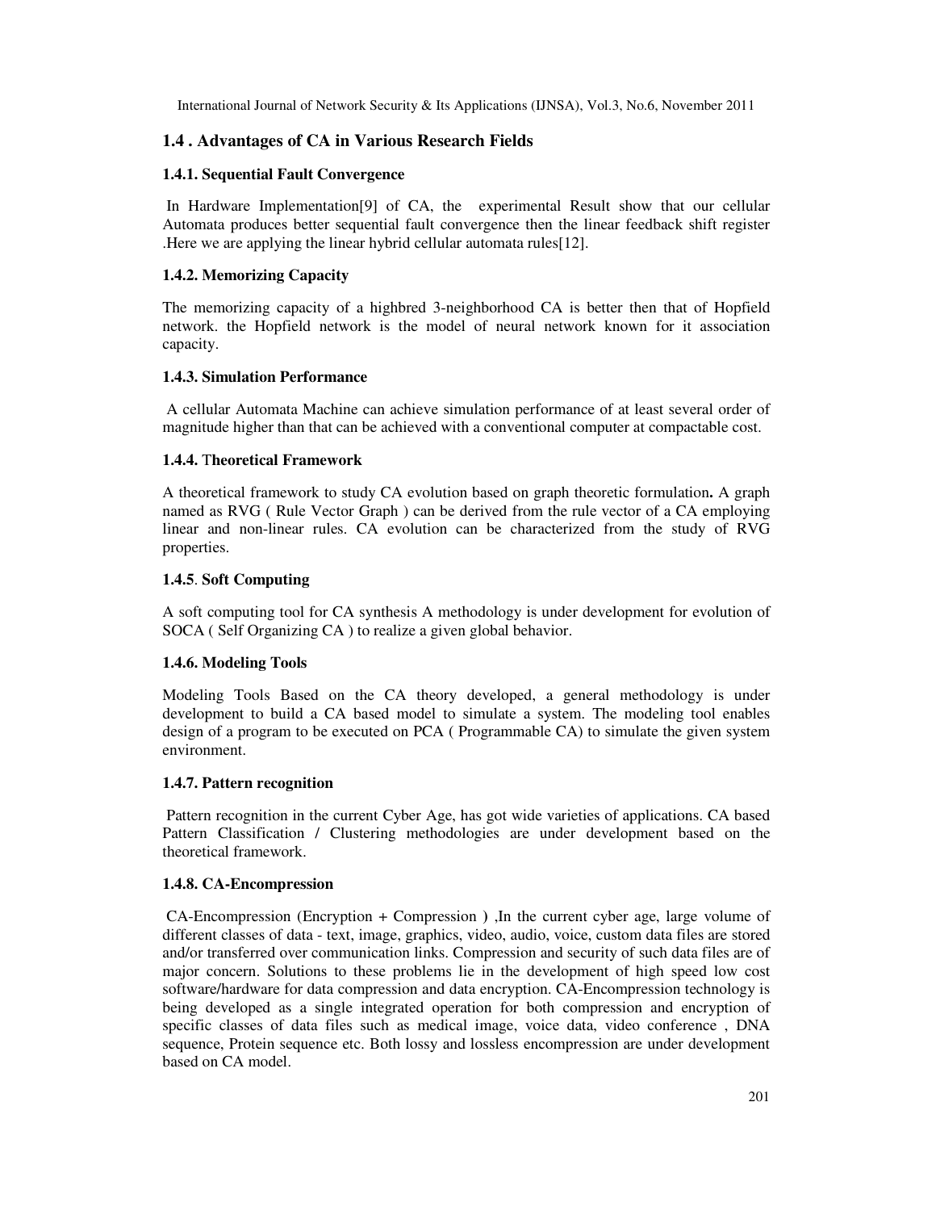## 1.4 . Advantages of CA in Various Research Fields

### 1.4.1. Sequential Fault Convergence

In Hardware Implementation[9] of CA, the experimental Result show that our cellular Automata produces better sequential fault convergence then the linear feedback shift register .Here we are applying the linear hybrid cellular automata rules[12].

### 1.4.2. Memorizing Capacity

The memorizing capacity of a highbred 3-neighborhood CA is better then that of Hopfield network. the Hopfield network is the model of neural network known for it association capacity.

### 1.4.3. Simulation Performance

A cellular Automata Machine can achieve simulation performance of at least several order of magnitude higher than that can be achieved with a conventional computer at compactable cost.

### 1.4.4. Theoretical Framework

A theoretical framework to study CA evolution based on graph theoretic formulation**.** A graph named as RVG ( Rule Vector Graph ) can be derived from the rule vector of a CA employing linear and non-linear rules. CA evolution can be characterized from the study of RVG properties.

### 1.4.5. Soft Computing

A soft computing tool for CA synthesis A methodology is under development for evolution of SOCA ( Self Organizing CA ) to realize a given global behavior.

### 1.4.6. Modeling Tools

Modeling Tools Based on the CA theory developed, a general methodology is under development to build a CA based model to simulate a system. The modeling tool enables design of a program to be executed on PCA ( Programmable CA) to simulate the given system environment.

### 1.4.7. Pattern recognition

Pattern recognition in the current Cyber Age, has got wide varieties of applications. CA based Pattern Classification / Clustering methodologies are under development based on the theoretical framework.

### 1.4.8. CA-Encompression

CA-Encompression (Encryption + Compression ) ,In the current cyber age, large volume of different classes of data - text, image, graphics, video, audio, voice, custom data files are stored and/or transferred over communication links. Compression and security of such data files are of major concern. Solutions to these problems lie in the development of high speed low cost software/hardware for data compression and data encryption. CA-Encompression technology is being developed as a single integrated operation for both compression and encryption of specific classes of data files such as medical image, voice data, video conference , DNA sequence, Protein sequence etc. Both lossy and lossless encompression are under development based on CA model.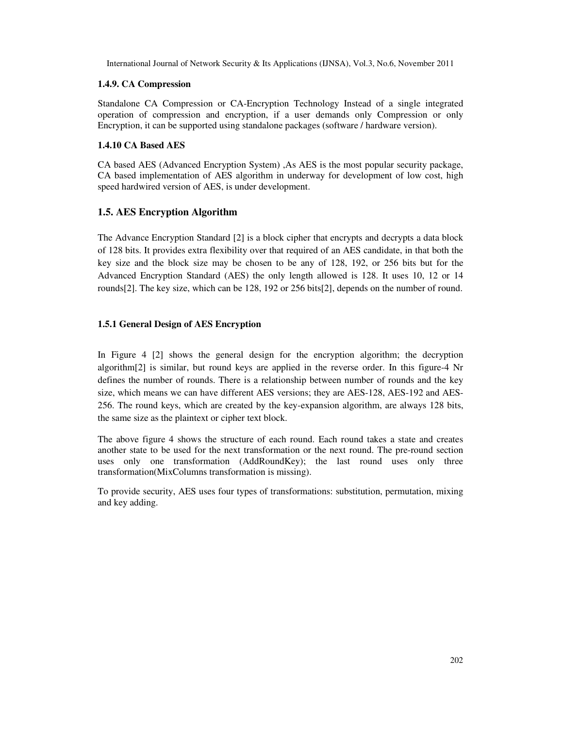### 1.4.9. CA Compression

Standalone CA Compression or CA-Encryption Technology Instead of a single integrated operation of compression and encryption, if a user demands only Compression or only Encryption, it can be supported using standalone packages (software / hardware version).

### 1.4.10 CA Based AES

CA based AES (Advanced Encryption System) ,As AES is the most popular security package, CA based implementation of AES algorithm in underway for development of low cost, high speed hardwired version of AES, is under development.

## 1.5. AES Encryption Algorithm

The Advance Encryption Standard [2] is a block cipher that encrypts and decrypts a data block of 128 bits. It provides extra flexibility over that required of an AES candidate, in that both the key size and the block size may be chosen to be any of 128, 192, or 256 bits but for the Advanced Encryption Standard (AES) the only length allowed is 128. It uses 10, 12 or 14 rounds[2]. The key size, which can be 128, 192 or 256 bits[2], depends on the number of round.

### 1.5.1 General Design of AES Encryption

In Figure 4 [2] shows the general design for the encryption algorithm; the decryption algorithm[2] is similar, but round keys are applied in the reverse order. In this figure-4 Nr defines the number of rounds. There is a relationship between number of rounds and the key size, which means we can have different AES versions; they are AES-128, AES-192 and AES-256. The round keys, which are created by the key-expansion algorithm, are always 128 bits, the same size as the plaintext or cipher text block.

The above figure 4 shows the structure of each round. Each round takes a state and creates another state to be used for the next transformation or the next round. The pre-round section uses only one transformation (AddRoundKey); the last round uses only three transformation(MixColumns transformation is missing).

To provide security, AES uses four types of transformations: substitution, permutation, mixing and key adding.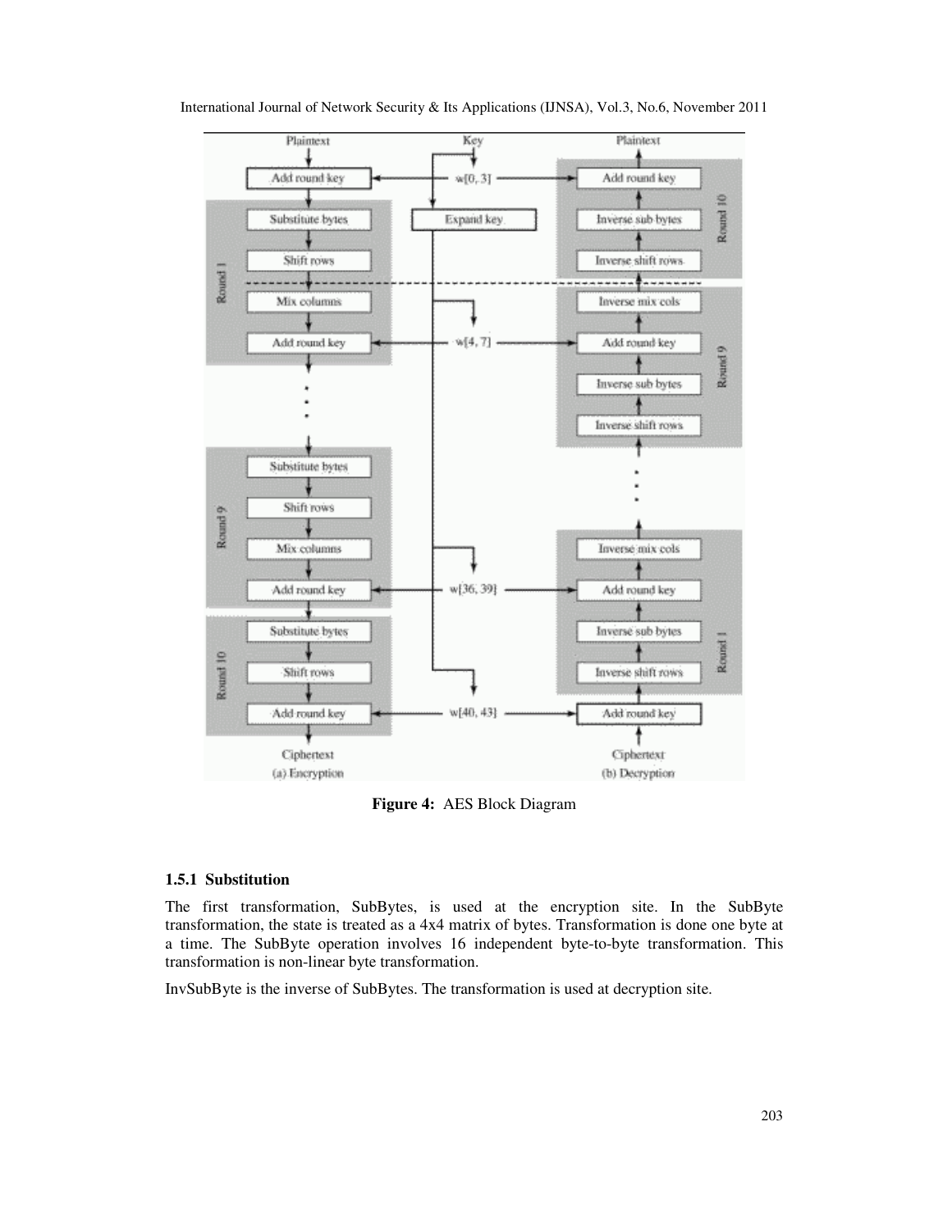Figure 4: AES Block Diagram

### 1.5.1 Substitution

The first transformation, SubBytes, is used at the encryption site. In the SubByte transformation, the state is treated as a 4x4 matrix of bytes. Transformation is done one byte at a time. The SubByte operation involves 16 independent byte-to-byte transformation. This transformation is non-linear byte transformation.

InvSubByte is the inverse of SubBytes. The transformation is used at decryption site.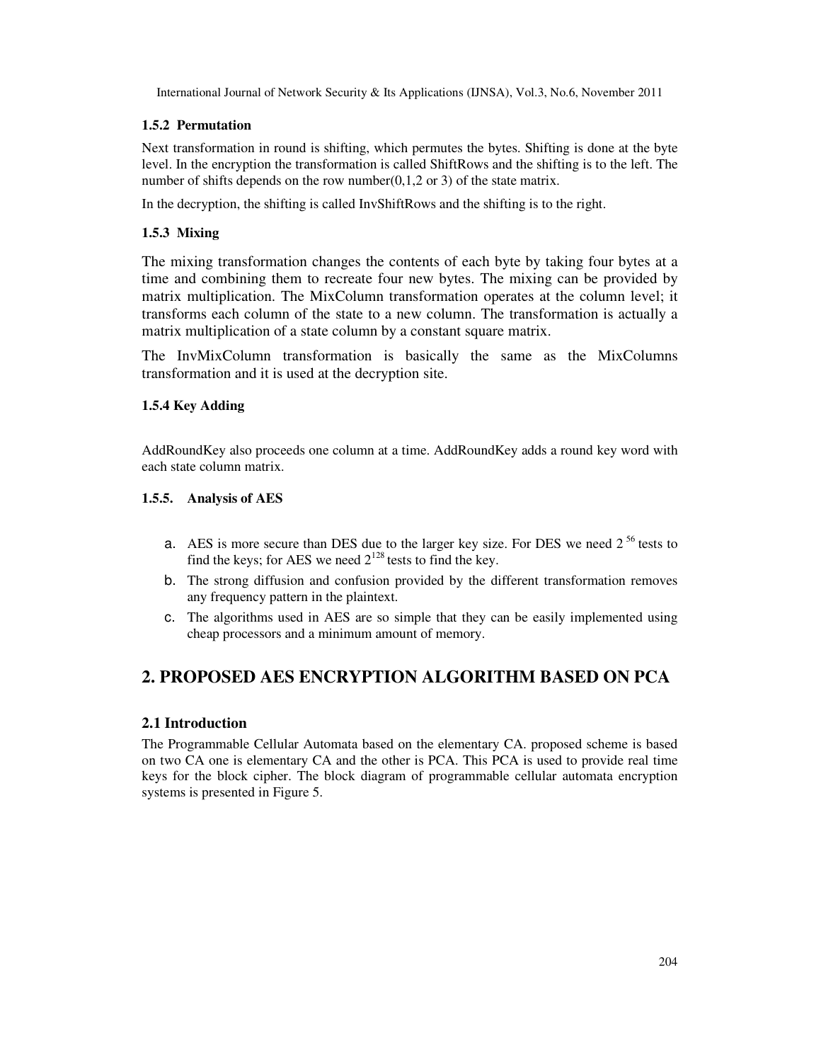### 1.5.2 Permutation

Next transformation in round is shifting, which permutes the bytes. Shifting is done at the byte level. In the encryption the transformation is called ShiftRows and the shifting is to the left. The number of shifts depends on the row number(0,1,2 or 3) of the state matrix.

In the decryption, the shifting is called InvShiftRows and the shifting is to the right.

### 1.5.3 Mixing

The mixing transformation changes the contents of each byte by taking four bytes at a time and combining them to recreate four new bytes. The mixing can be provided by matrix multiplication. The MixColumn transformation operates at the column level; it transforms each column of the state to a new column. The transformation is actually a matrix multiplication of a state column by a constant square matrix.

The InvMixColumn transformation is basically the same as the MixColumns transformation and it is used at the decryption site.

### 1.5.4 Key Adding

AddRoundKey also proceeds one column at a time. AddRoundKey adds a round key word with each state column matrix.

### 1.5.5. Analysis of AES

a. AES is more secure than DES due to the larger key size. For DES we need $2^{56}$ tests to find the keys; for AES we need $2^{128}$ tests to find the key.

b. The strong diffusion and confusion provided by the different transformation removes any frequency pattern in the plaintext.

c. The algorithms used in AES are so simple that they can be easily implemented using cheap processors and a minimum amount of memory.

## 2. PROPOSED AES ENCRYPTION ALGORITHM BASED ON PCA

### 2.1 Introduction

The Programmable Cellular Automata based on the elementary CA. proposed scheme is based on two CA one is elementary CA and the other is PCA. This PCA is used to provide real time keys for the block cipher. The block diagram of programmable cellular automata encryption systems is presented in Figure 5.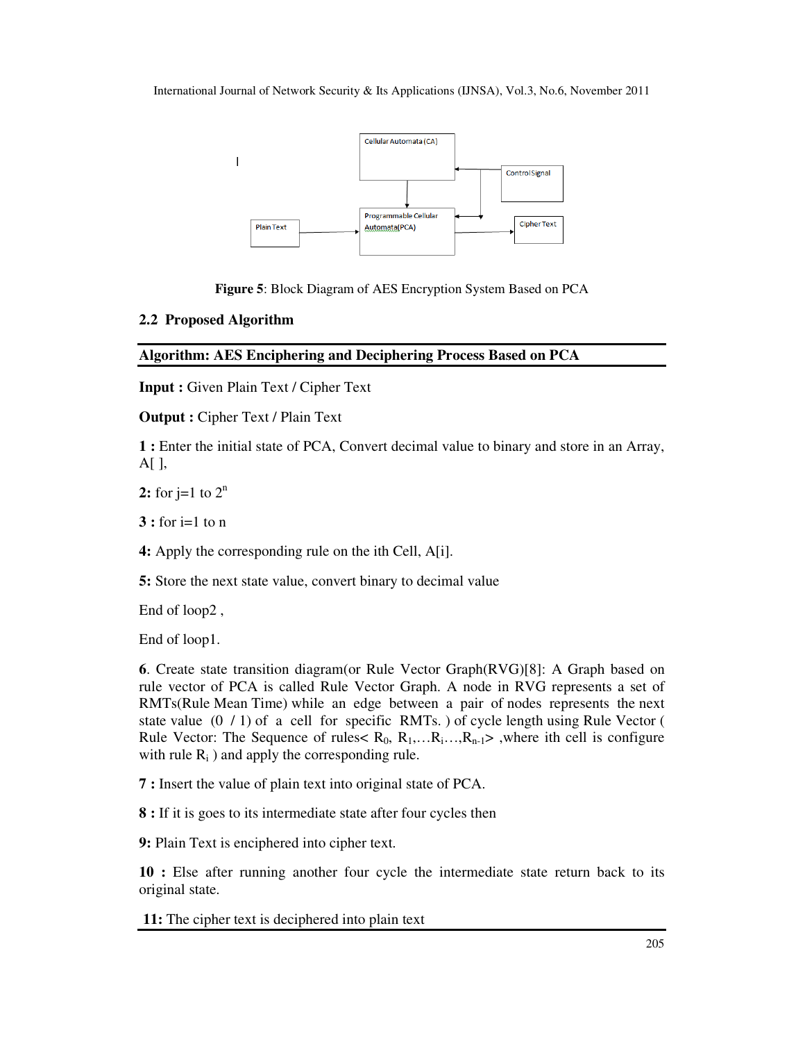Figure 5: Block Diagram of AES Encryption System Based on PCA

## 2.2 Proposed Algorithm

**Algorithm: AES Enciphering and Deciphering Process Based on PCA**

**Input :** Given Plain Text / Cipher Text

**Output :** Cipher Text / Plain Text

**1 :** Enter the initial state of PCA, Convert decimal value to binary and store in an Array, A[ ],

**2:** for j=1 to $2^n$

**3 :** for i=1 to n

**4:** Apply the corresponding rule on the ith Cell, A[i].

**5:** Store the next state value, convert binary to decimal value

End of loop2 ,

End of loop1.

**6**. Create state transition diagram(or Rule Vector Graph(RVG)[8]: A Graph based on rule vector of PCA is called Rule Vector Graph. A node in RVG represents a set of RMTs(Rule Mean Time) while an edge between a pair of nodes represents the next state value (0 / 1) of a cell for specific RMTs. ) of cycle length using Rule Vector ( Rule Vector: The Sequence of rules< $R_0$, $R_1$,…$R_i$…,$R_{n-1}$> ,where ith cell is configure with rule $R_i$ ) and apply the corresponding rule.

**7 :** Insert the value of plain text into original state of PCA.

**8 :** If it is goes to its intermediate state after four cycles then

**9:** Plain Text is enciphered into cipher text.

**10 :** Else after running another four cycle the intermediate state return back to its original state.

**11:** The cipher text is deciphered into plain text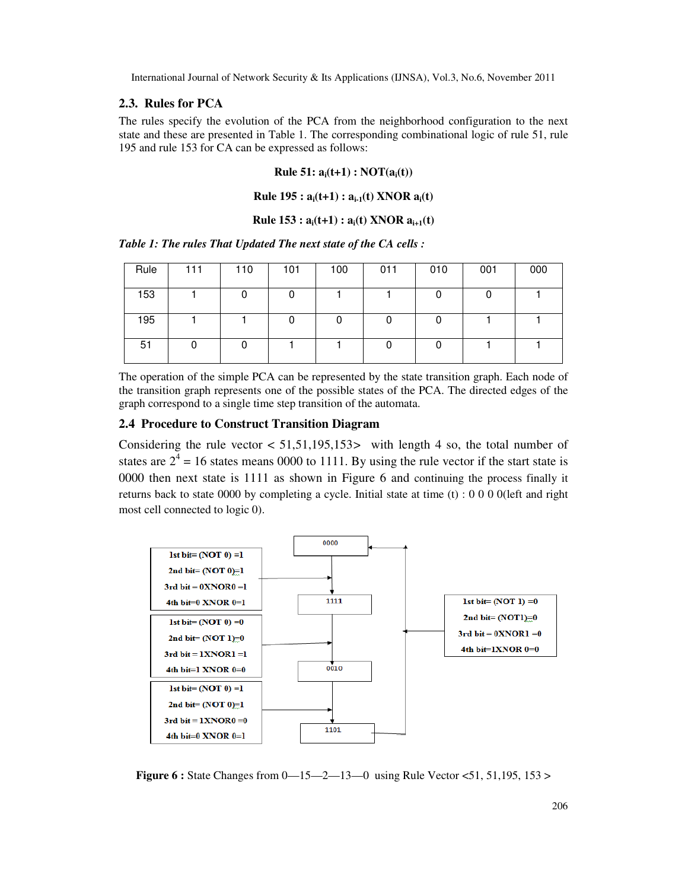### 2.3. Rules for PCA

The rules specify the evolution of the PCA from the neighborhood configuration to the next state and these are presented in Table 1. The corresponding combinational logic of rule 51, rule 195 and rule 153 for CA can be expressed as follows:

**Rule 51: $a_i(t+1)$ : NOT($a_i(t)$)**

**Rule 195 : $a_i(t+1)$ : $a_{i-1}(t)$ XNOR $a_i(t)$**

**Rule 153 : $a_i(t+1)$ : $a_i(t)$ XNOR $a_{i+1}(t)$**

*Table 1: The rules That Updated The next state of the CA cells :*

| Rule | 111 | 110 | 101 | 100 | 011 | 010 | 001 | 000 |
|---|---|---|---|---|---|---|---|---|
| 153 | 1 | 0 | 0 | 1 | 1 | 0 | 0 | 1 |
| 195 | 1 | 1 | 0 | 0 | 0 | 0 | 1 | 1 |
| 51 | 0 | 0 | 1 | 1 | 0 | 0 | 1 | 1 |

The operation of the simple PCA can be represented by the state transition graph. Each node of the transition graph represents one of the possible states of the PCA. The directed edges of the graph correspond to a single time step transition of the automata.

### 2.4 Procedure to Construct Transition Diagram

Considering the rule vector < 51,51,195,153> with length 4 so, the total number of states are $2^4$ = 16 states means 0000 to 1111. By using the rule vector if the start state is 0000 then next state is 1111 as shown in Figure 6 and continuing the process finally it returns back to state 0000 by completing a cycle. Initial state at time (t) : 0 0 0 0(left and right most cell connected to logic 0).

```
0000
  |   1st bit= (NOT 0) =1
  |   2nd bit= (NOT 0)=1
  |   3rd bit = 0XNOR0 =1
  |   4th bit=0 XNOR 0=1
  v
1111
  |   1st bit= (NOT 1) =0
  |   2nd bit= (NOT 1)=0
  |   3rd bit = 1XNOR1 =1
  |   4th bit=1 XNOR 0=0
  v
0010
  |   1st bit= (NOT 0) =1
  |   2nd bit= (NOT 0)=1
  |   3rd bit = 1XNOR0 =0
  |   4th bit=0 XNOR 0=1
  v
1101
  |   1st bit= (NOT 1) =0
  |   2nd bit= (NOT1)=0
  |   3rd bit = 0XNOR1 =0
  |   4th bit=1XNOR 0=0
  v
0000
```

**Figure 6 :** State Changes from 0—15—2—13—0 using Rule Vector <51, 51,195, 153 >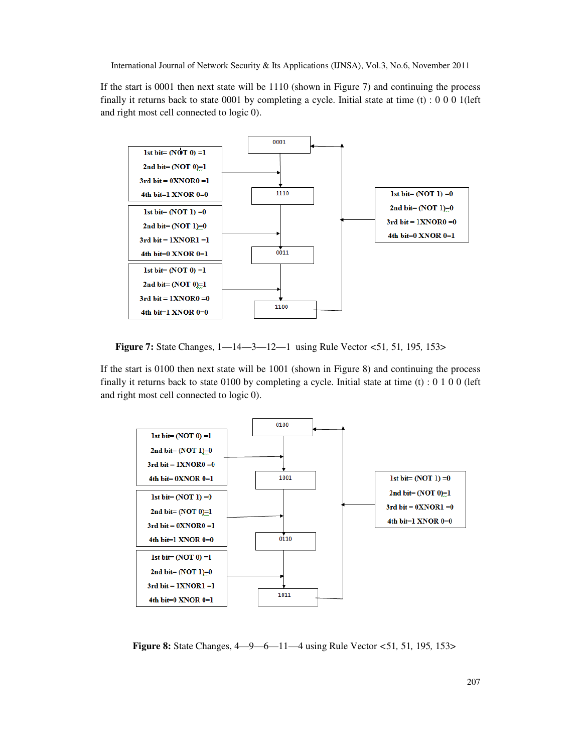If the start is 0001 then next state will be 1110 (shown in Figure 7) and continuing the process finally it returns back to state 0001 by completing a cycle. Initial state at time (t) : 0 0 0 1(left and right most cell connected to logic 0).

0001

1st bit= (NOT 0) =1
2nd bit= (NOT 0)=1
3rd bit = 0XNOR0 =1
4th bit=1 XNOR 0=0

1110

1st bit= (NOT 1) =0
2nd bit= (NOT 1)=0
3rd bit = 1XNOR1 =1
4th bit=0 XNOR 0=1

0011

1st bit= (NOT 0) =1
2nd bit= (NOT 0)=1
3rd bit = 1XNOR0 =0
4th bit=1 XNOR 0=0

1100

1st bit= (NOT 1) =0
2nd bit= (NOT 1)=0
3rd bit = 1XNOR0 =0
4th bit=0 XNOR 0=1

**Figure 7:** State Changes, 1—14—3—12—1 using Rule Vector <51, 51, 195, 153>

If the start is 0100 then next state will be 1001 (shown in Figure 8) and continuing the process finally it returns back to state 0100 by completing a cycle. Initial state at time (t) : 0 1 0 0 (left and right most cell connected to logic 0).

0100

1st bit= (NOT 0) =1
2nd bit= (NOT 1)=0
3rd bit = 1XNOR0 =0
4th bit= 0XNOR 0=1

1001

1st bit= (NOT 1) =0
2nd bit= (NOT 0)=1
3rd bit = 0XNOR0 =1
4th bit=1 XNOR 0=0

0110

1st bit= (NOT 0) =1
2nd bit= (NOT 1)=0
3rd bit = 1XNOR1 =1
4th bit=0 XNOR 0=1

1011

1st bit= (NOT 1) =0
2nd bit= (NOT 0)=1
3rd bit = 0XNOR1 =0
4th bit=1 XNOR 0=0

**Figure 8:** State Changes, 4—9—6—11—4 using Rule Vector <51, 51, 195, 153>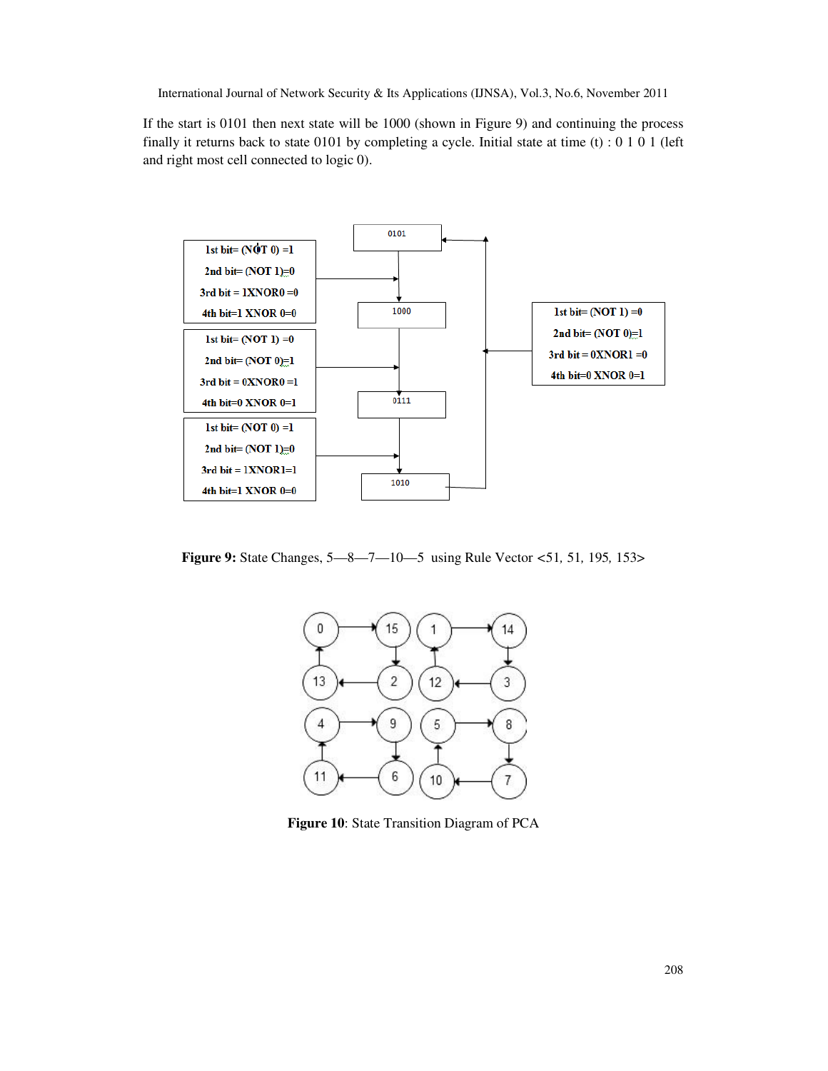If the start is 0101 then next state will be 1000 (shown in Figure 9) and continuing the process finally it returns back to state 0101 by completing a cycle. Initial state at time (t) : 0 1 0 1 (left and right most cell connected to logic 0).

0101

1st bit= (NOT 0) =1
2nd bit= (NOT 1)=0
3rd bit = 1XNOR0 =0
4th bit=1 XNOR 0=0

1000

1st bit= (NOT 1) =0
2nd bit= (NOT 0)=1
3rd bit = 0XNOR0 =1
4th bit=0 XNOR 0=1

0111

1st bit= (NOT 0) =1
2nd bit= (NOT 1)=0
3rd bit = 1XNOR1=1
4th bit=1 XNOR 0=0

1010

1st bit= (NOT 1) =0
2nd bit= (NOT 0)=1
3rd bit = 0XNOR1 =0
4th bit=0 XNOR 0=1

**Figure 9:** State Changes, 5—8—7—10—5 using Rule Vector <51, 51, 195, 153>

**Figure 10**: State Transition Diagram of PCA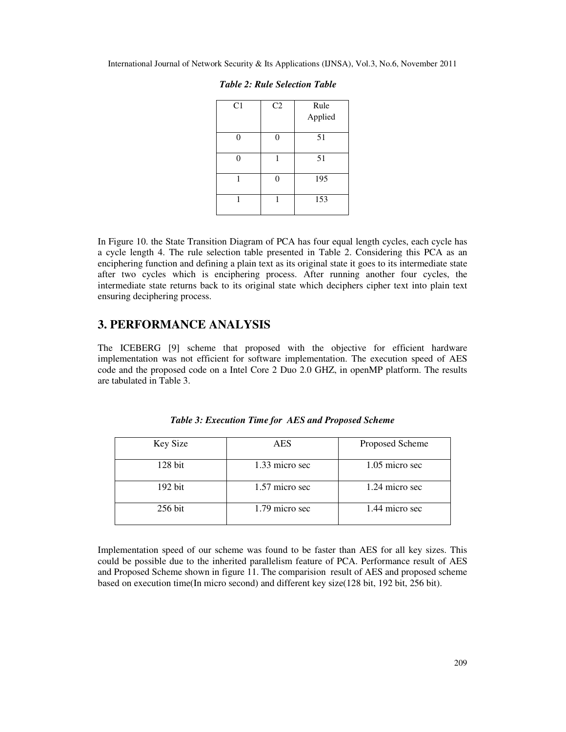*Table 2: Rule Selection Table*

| C1 | C2 | Rule Applied |
|---|---|---|
| 0 | 0 | 51 |
| 0 | 1 | 51 |
| 1 | 0 | 195 |
| 1 | 1 | 153 |

In Figure 10. the State Transition Diagram of PCA has four equal length cycles, each cycle has a cycle length 4. The rule selection table presented in Table 2. Considering this PCA as an enciphering function and defining a plain text as its original state it goes to its intermediate state after two cycles which is enciphering process. After running another four cycles, the intermediate state returns back to its original state which deciphers cipher text into plain text ensuring deciphering process.

# 3. PERFORMANCE ANALYSIS

The ICEBERG [9] scheme that proposed with the objective for efficient hardware implementation was not efficient for software implementation. The execution speed of AES code and the proposed code on a Intel Core 2 Duo 2.0 GHZ, in openMP platform. The results are tabulated in Table 3.

*Table 3: Execution Time for AES and Proposed Scheme*

| Key Size | AES | Proposed Scheme |
|---|---|---|
| 128 bit | 1.33 micro sec | 1.05 micro sec |
| 192 bit | 1.57 micro sec | 1.24 micro sec |
| 256 bit | 1.79 micro sec | 1.44 micro sec |

Implementation speed of our scheme was found to be faster than AES for all key sizes. This could be possible due to the inherited parallelism feature of PCA. Performance result of AES and Proposed Scheme shown in figure 11. The comparision result of AES and proposed scheme based on execution time(In micro second) and different key size(128 bit, 192 bit, 256 bit).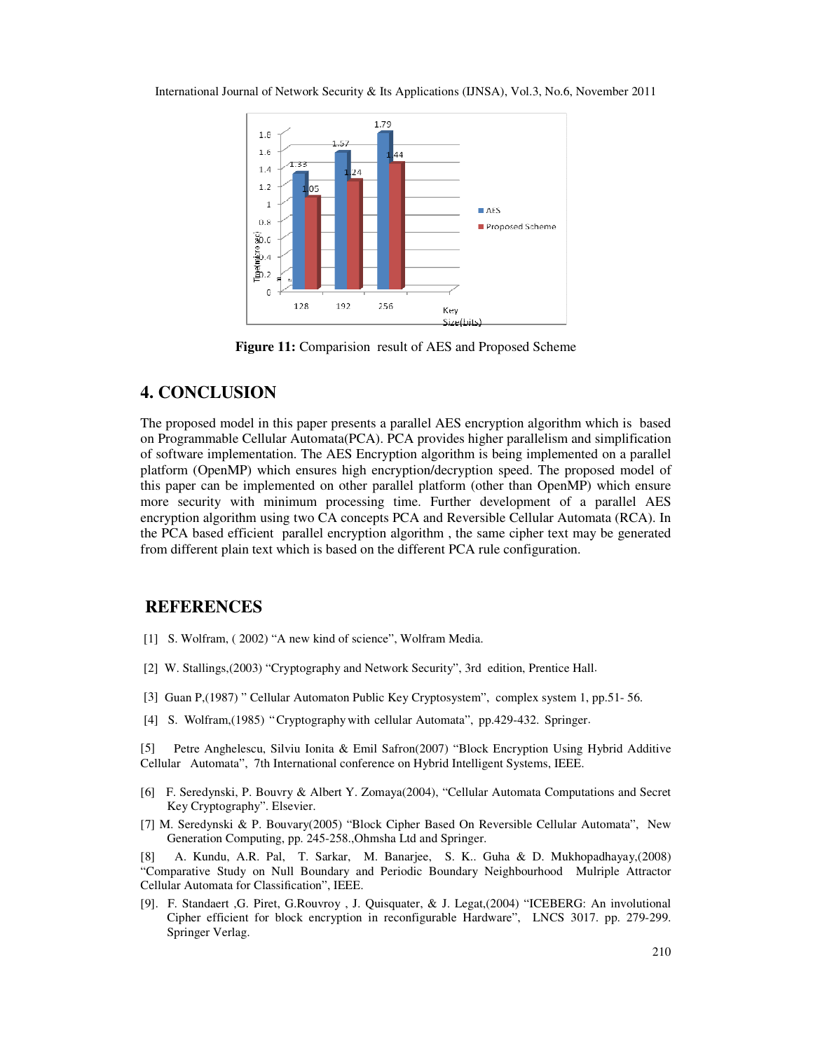Figure 11: Comparision result of AES and Proposed Scheme

## 4. CONCLUSION

The proposed model in this paper presents a parallel AES encryption algorithm which is based on Programmable Cellular Automata(PCA). PCA provides higher parallelism and simplification of software implementation. The AES Encryption algorithm is being implemented on a parallel platform (OpenMP) which ensures high encryption/decryption speed. The proposed model of this paper can be implemented on other parallel platform (other than OpenMP) which ensure more security with minimum processing time. Further development of a parallel AES encryption algorithm using two CA concepts PCA and Reversible Cellular Automata (RCA). In the PCA based efficient parallel encryption algorithm , the same cipher text may be generated from different plain text which is based on the different PCA rule configuration.

## REFERENCES

[1] S. Wolfram, ( 2002) "A new kind of science", Wolfram Media.

[2] W. Stallings,(2003) "Cryptography and Network Security", 3rd edition, Prentice Hall.

[3] Guan P,(1987) " Cellular Automaton Public Key Cryptosystem", complex system 1, pp.51- 56.

[4] S. Wolfram,(1985) "Cryptography with cellular Automata", pp.429-432. Springer.

[5] Petre Anghelescu, Silviu Ionita & Emil Safron(2007) "Block Encryption Using Hybrid Additive Cellular Automata", 7th International conference on Hybrid Intelligent Systems, IEEE.

[6] F. Seredynski, P. Bouvry & Albert Y. Zomaya(2004), "Cellular Automata Computations and Secret Key Cryptography". Elsevier.

[7] M. Seredynski & P. Bouvary(2005) "Block Cipher Based On Reversible Cellular Automata", New Generation Computing, pp. 245-258.,Ohmsha Ltd and Springer.

[8] A. Kundu, A.R. Pal, T. Sarkar, M. Banarjee, S. K.. Guha & D. Mukhopadhayay,(2008) "Comparative Study on Null Boundary and Periodic Boundary Neighbourhood Mulriple Attractor Cellular Automata for Classification", IEEE.

[9]. F. Standaert ,G. Piret, G.Rouvroy , J. Quisquater, & J. Legat,(2004) "ICEBERG: An involutional Cipher efficient for block encryption in reconfigurable Hardware", LNCS 3017. pp. 279-299. Springer Verlag.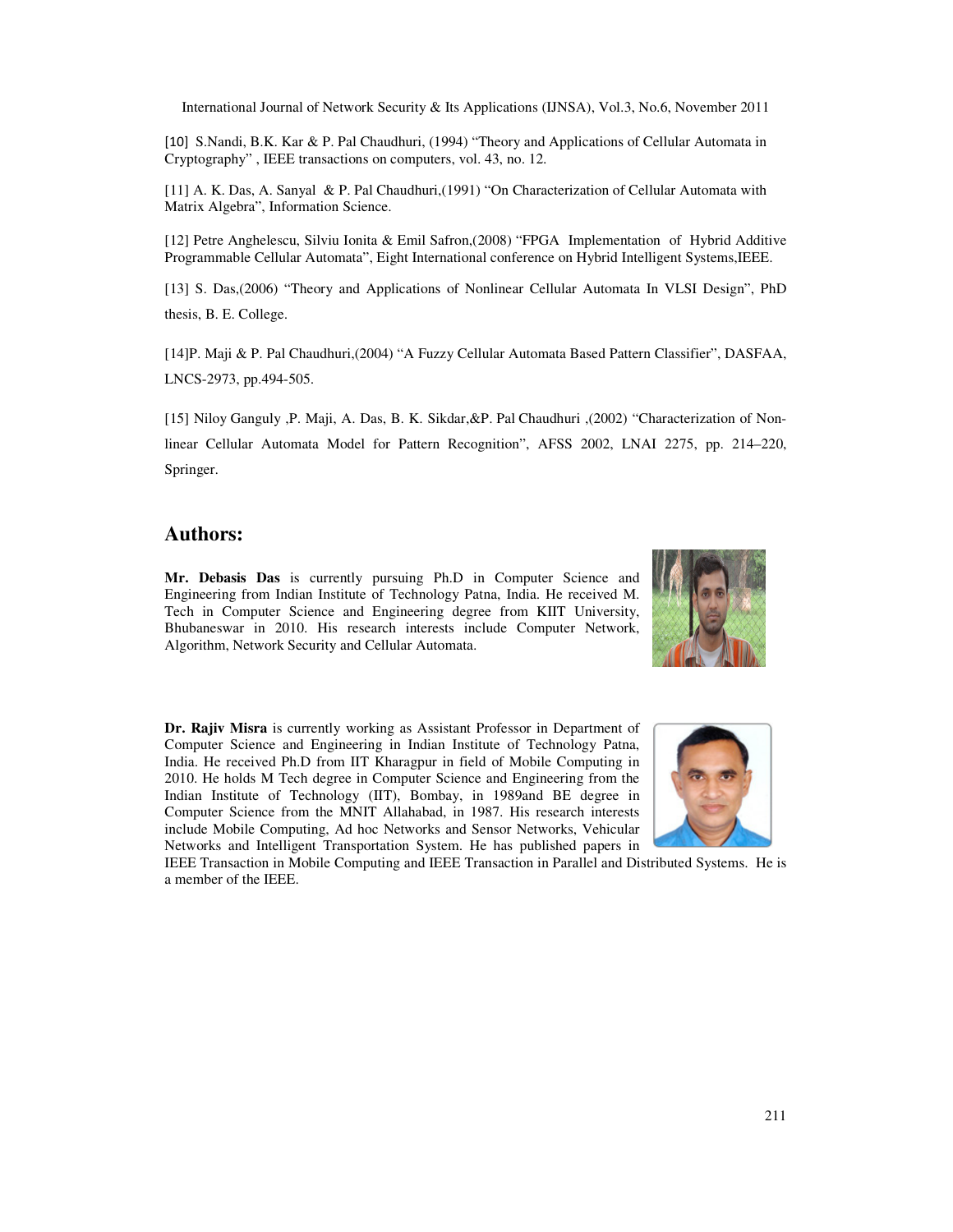[10] S.Nandi, B.K. Kar & P. Pal Chaudhuri, (1994) "Theory and Applications of Cellular Automata in Cryptography" , IEEE transactions on computers, vol. 43, no. 12.

[11] A. K. Das, A. Sanyal & P. Pal Chaudhuri,(1991) "On Characterization of Cellular Automata with Matrix Algebra", Information Science.

[12] Petre Anghelescu, Silviu Ionita & Emil Safron,(2008) "FPGA Implementation of Hybrid Additive Programmable Cellular Automata", Eight International conference on Hybrid Intelligent Systems,IEEE.

[13] S. Das,(2006) "Theory and Applications of Nonlinear Cellular Automata In VLSI Design", PhD thesis, B. E. College.

[14]P. Maji & P. Pal Chaudhuri,(2004) "A Fuzzy Cellular Automata Based Pattern Classifier", DASFAA, LNCS-2973, pp.494-505.

[15] Niloy Ganguly ,P. Maji, A. Das, B. K. Sikdar,&P. Pal Chaudhuri ,(2002) "Characterization of Non-linear Cellular Automata Model for Pattern Recognition", AFSS 2002, LNAI 2275, pp. 214–220, Springer.

## Authors:

**Mr. Debasis Das** is currently pursuing Ph.D in Computer Science and Engineering from Indian Institute of Technology Patna, India. He received M. Tech in Computer Science and Engineering degree from KIIT University, Bhubaneswar in 2010. His research interests include Computer Network, Algorithm, Network Security and Cellular Automata.

**Dr. Rajiv Misra** is currently working as Assistant Professor in Department of Computer Science and Engineering in Indian Institute of Technology Patna, India. He received Ph.D from IIT Kharagpur in field of Mobile Computing in 2010. He holds M Tech degree in Computer Science and Engineering from the Indian Institute of Technology (IIT), Bombay, in 1989and BE degree in Computer Science from the MNIT Allahabad, in 1987. His research interests include Mobile Computing, Ad hoc Networks and Sensor Networks, Vehicular Networks and Intelligent Transportation System. He has published papers in IEEE Transaction in Mobile Computing and IEEE Transaction in Parallel and Distributed Systems. He is a member of the IEEE.